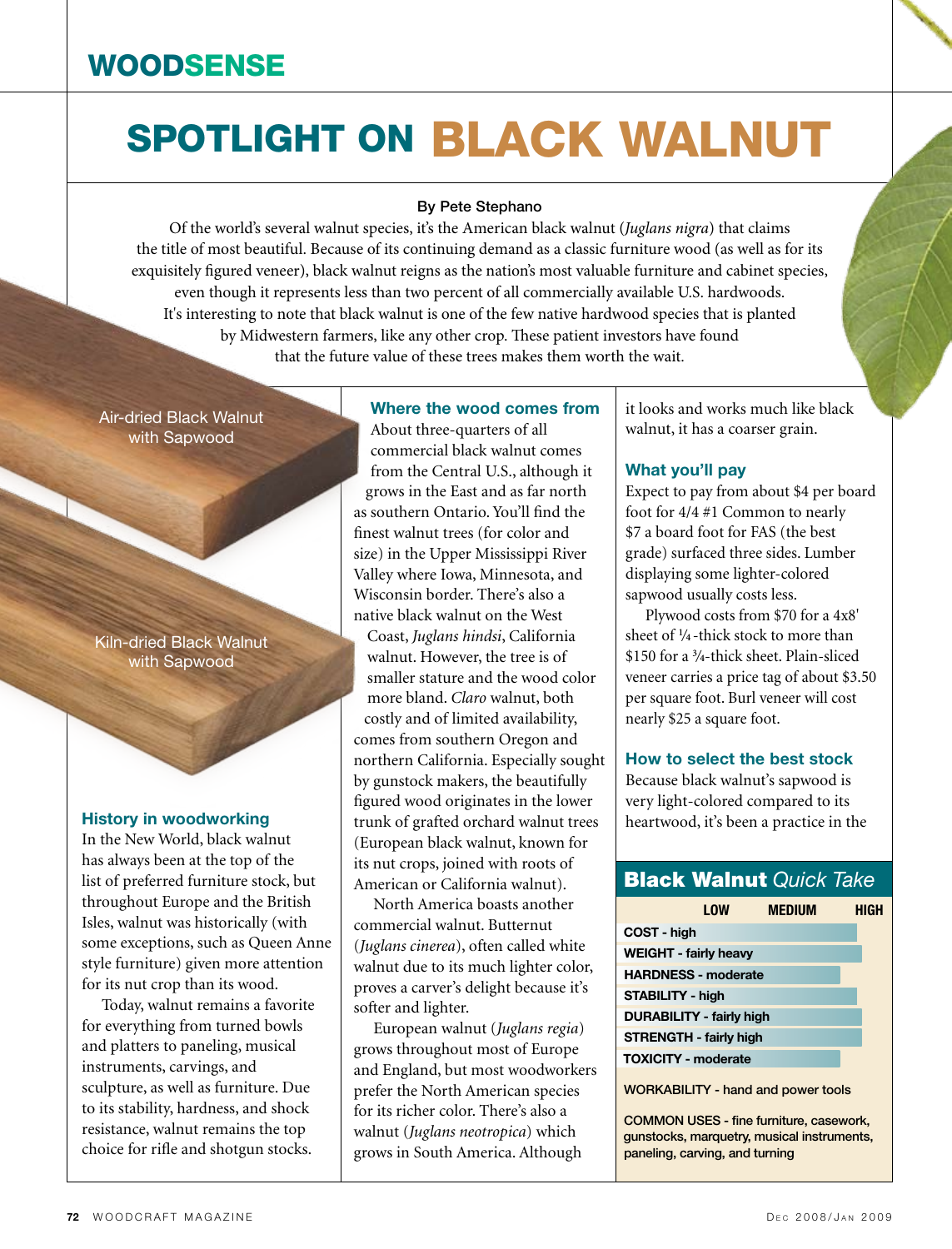# WOODSENSE

# SPOTLIGHT ON BLACK WALNUT

**By Pete Stephano**

Of the world's several walnut species, it's the American black walnut (*Juglans nigra*) that claims the title of most beautiful. Because of its continuing demand as a classic furniture wood (as well as for its exquisitely figured veneer), black walnut reigns as the nation's most valuable furniture and cabinet species, even though it represents less than two percent of all commercially available U.S. hardwoods. It's interesting to note that black walnut is one of the few native hardwood species that is planted by Midwestern farmers, like any other crop. These patient investors have found that the future value of these trees makes them worth the wait.

Air-dried Black Walnut with Sapwood

Kiln-dried Black Walnut with Sapwood

## History in woodworking

In the New World, black walnut has always been at the top of the list of preferred furniture stock, but throughout Europe and the British Isles, walnut was historically (with some exceptions, such as Queen Anne style furniture) given more attention for its nut crop than its wood.

Today, walnut remains a favorite for everything from turned bowls and platters to paneling, musical instruments, carvings, and sculpture, as well as furniture. Due to its stability, hardness, and shock resistance, walnut remains the top choice for rifle and shotgun stocks.

## Where the wood comes from

About three-quarters of all commercial black walnut comes from the Central U.S., although it grows in the East and as far north as southern Ontario. You'll find the finest walnut trees (for color and size) in the Upper Mississippi River Valley where Iowa, Minnesota, and Wisconsin border. There's also a native black walnut on the West Coast, *Juglans hindsi*, California walnut. However, the tree is of smaller stature and the wood color more bland. *Claro* walnut, both costly and of limited availability, comes from southern Oregon and northern California. Especially sought by gunstock makers, the beautifully figured wood originates in the lower trunk of grafted orchard walnut trees (European black walnut, known for its nut crops, joined with roots of American or California walnut).

North America boasts another commercial walnut. Butternut (*Juglans cinerea*), often called white walnut due to its much lighter color, proves a carver's delight because it's softer and lighter.

European walnut (*Juglans regia*) grows throughout most of Europe and England, but most woodworkers prefer the North American species for its richer color. There's also a walnut (*Juglans neotropica*) which grows in South America. Although it looks and works much like black walnut, it has a coarser grain.

## What you'll pay

Expect to pay from about $4 per board foot for 4/4 #1 Common to nearly $7 a board foot for FAS (the best grade) surfaced three sides. Lumber displaying some lighter-colored sapwood usually costs less.

Plywood costs from $70 for a 4x8' sheet of ¼-thick stock to more than $150 for a ¾-thick sheet. Plain-sliced veneer carries a price tag of about $3.50 per square foot. Burl veneer will cost nearly $25 a square foot.

## How to select the best stock

Because black walnut's sapwood is very light-colored compared to its heartwood, it's been a practice in the

## Black Walnut *Quick Take*

| | LOW | MEDIUM | HIGH |
|---|---|---|---|
| COST - high | | | |
| WEIGHT - fairly heavy | | | |
| HARDNESS - moderate | | | |
| STABILITY - high | | | |
| DURABILITY - fairly high | | | |
| STRENGTH - fairly high | | | |
| TOXICITY - moderate | | | |

WORKABILITY - hand and power tools

COMMON USES - fine furniture, casework, gunstocks, marquetry, musical instruments, paneling, carving, and turning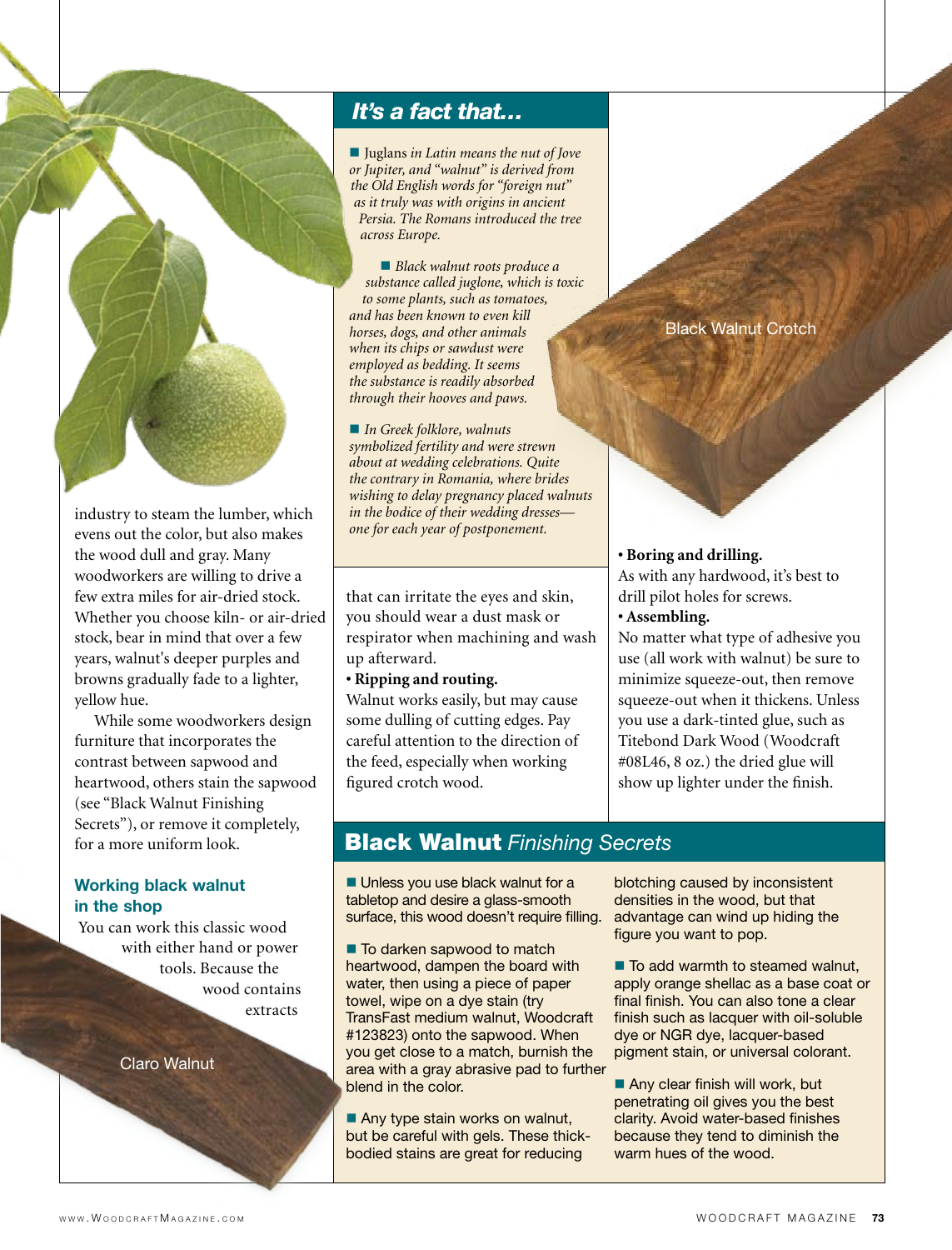industry to steam the lumber, which evens out the color, but also makes the wood dull and gray. Many woodworkers are willing to drive a few extra miles for air-dried stock. Whether you choose kiln- or air-dried stock, bear in mind that over a few years, walnut's deeper purples and browns gradually fade to a lighter, yellow hue.

While some woodworkers design furniture that incorporates the contrast between sapwood and heartwood, others stain the sapwood (see "Black Walnut Finishing Secrets"), or remove it completely, for a more uniform look.

### Working black walnut in the shop

You can work this classic wood with either hand or power tools. Because the wood contains extracts that can irritate the eyes and skin, you should wear a dust mask or respirator when machining and wash up afterward.

**• Ripping and routing.**
Walnut works easily, but may cause some dulling of cutting edges. Pay careful attention to the direction of the feed, especially when working figured crotch wood.

**• Boring and drilling.**
As with any hardwood, it's best to drill pilot holes for screws.

**• Assembling.**
No matter what type of adhesive you use (all work with walnut) be sure to minimize squeeze-out, then remove squeeze-out when it thickens. Unless you use a dark-tinted glue, such as Titebond Dark Wood (Woodcraft #08L46, 8 oz.) the dried glue will show up lighter under the finish.

Claro Walnut

Black Walnut Crotch

## It's a fact that...

- Juglans *in Latin means the nut of Jove or Jupiter, and "walnut" is derived from the Old English words for "foreign nut" as it truly was with origins in ancient Persia. The Romans introduced the tree across Europe.*
- *Black walnut roots produce a substance called juglone, which is toxic to some plants, such as tomatoes, and has been known to even kill horses, dogs, and other animals when its chips or sawdust were employed as bedding. It seems the substance is readily absorbed through their hooves and paws.*
- *In Greek folklore, walnuts symbolized fertility and were strewn about at wedding celebrations. Quite the contrary in Romania, where brides wishing to delay pregnancy placed walnuts in the bodice of their wedding dresses—one for each year of postponement.*

## Black Walnut *Finishing Secrets*

- Unless you use black walnut for a tabletop and desire a glass-smooth surface, this wood doesn't require filling.
- To darken sapwood to match heartwood, dampen the board with water, then using a piece of paper towel, wipe on a dye stain (try TransFast medium walnut, Woodcraft #123823) onto the sapwood. When you get close to a match, burnish the area with a gray abrasive pad to further blend in the color.
- Any type stain works on walnut, but be careful with gels. These thick-bodied stains are great for reducing blotching caused by inconsistent densities in the wood, but that advantage can wind up hiding the figure you want to pop.
- To add warmth to steamed walnut, apply orange shellac as a base coat or final finish. You can also tone a clear finish such as lacquer with oil-soluble dye or NGR dye, lacquer-based pigment stain, or universal colorant.
- Any clear finish will work, but penetrating oil gives you the best clarity. Avoid water-based finishes because they tend to diminish the warm hues of the wood.